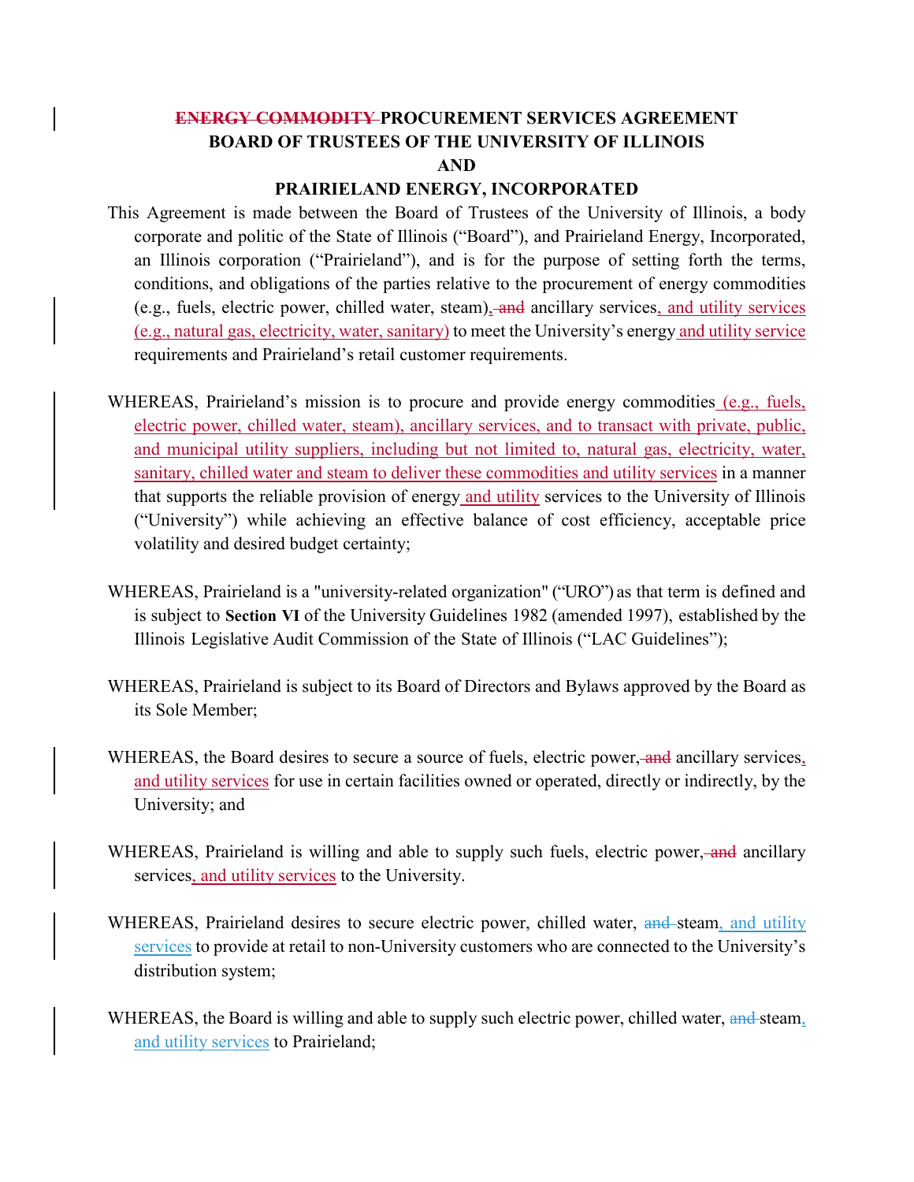# ~~ENERGY COMMODITY~~ PROCUREMENT SERVICES AGREEMENT
# BOARD OF TRUSTEES OF THE UNIVERSITY OF ILLINOIS
# AND
# PRAIRIELAND ENERGY, INCORPORATED

This Agreement is made between the Board of Trustees of the University of Illinois, a body corporate and politic of the State of Illinois ("Board"), and Prairieland Energy, Incorporated, an Illinois corporation ("Prairieland"), and is for the purpose of setting forth the terms, conditions, and obligations of the parties relative to the procurement of energy commodities (e.g., fuels, electric power, chilled water, steam)<u>,</u> ~~and~~ ancillary services<u>, and utility services (e.g., natural gas, electricity, water, sanitary)</u> to meet the University's energy <u>and utility service</u> requirements and Prairieland's retail customer requirements.

WHEREAS, Prairieland's mission is to procure and provide energy commodities <u>(e.g., fuels, electric power, chilled water, steam), ancillary services, and to transact with private, public, and municipal utility suppliers, including but not limited to, natural gas, electricity, water, sanitary, chilled water and steam to deliver these commodities and utility services</u> in a manner that supports the reliable provision of energy <u>and utility</u> services to the University of Illinois ("University") while achieving an effective balance of cost efficiency, acceptable price volatility and desired budget certainty;

WHEREAS, Prairieland is a "university-related organization" ("URO") as that term is defined and is subject to **Section VI** of the University Guidelines 1982 (amended 1997), established by the Illinois Legislative Audit Commission of the State of Illinois ("LAC Guidelines");

WHEREAS, Prairieland is subject to its Board of Directors and Bylaws approved by the Board as its Sole Member;

WHEREAS, the Board desires to secure a source of fuels, electric power, ~~and~~ ancillary services<u>, and utility services</u> for use in certain facilities owned or operated, directly or indirectly, by the University; and

WHEREAS, Prairieland is willing and able to supply such fuels, electric power, ~~and~~ ancillary services<u>, and utility services</u> to the University.

WHEREAS, Prairieland desires to secure electric power, chilled water, ~~and~~ steam<u>, and utility services</u> to provide at retail to non-University customers who are connected to the University's distribution system;

WHEREAS, the Board is willing and able to supply such electric power, chilled water, ~~and~~ steam<u>, and utility services</u> to Prairieland;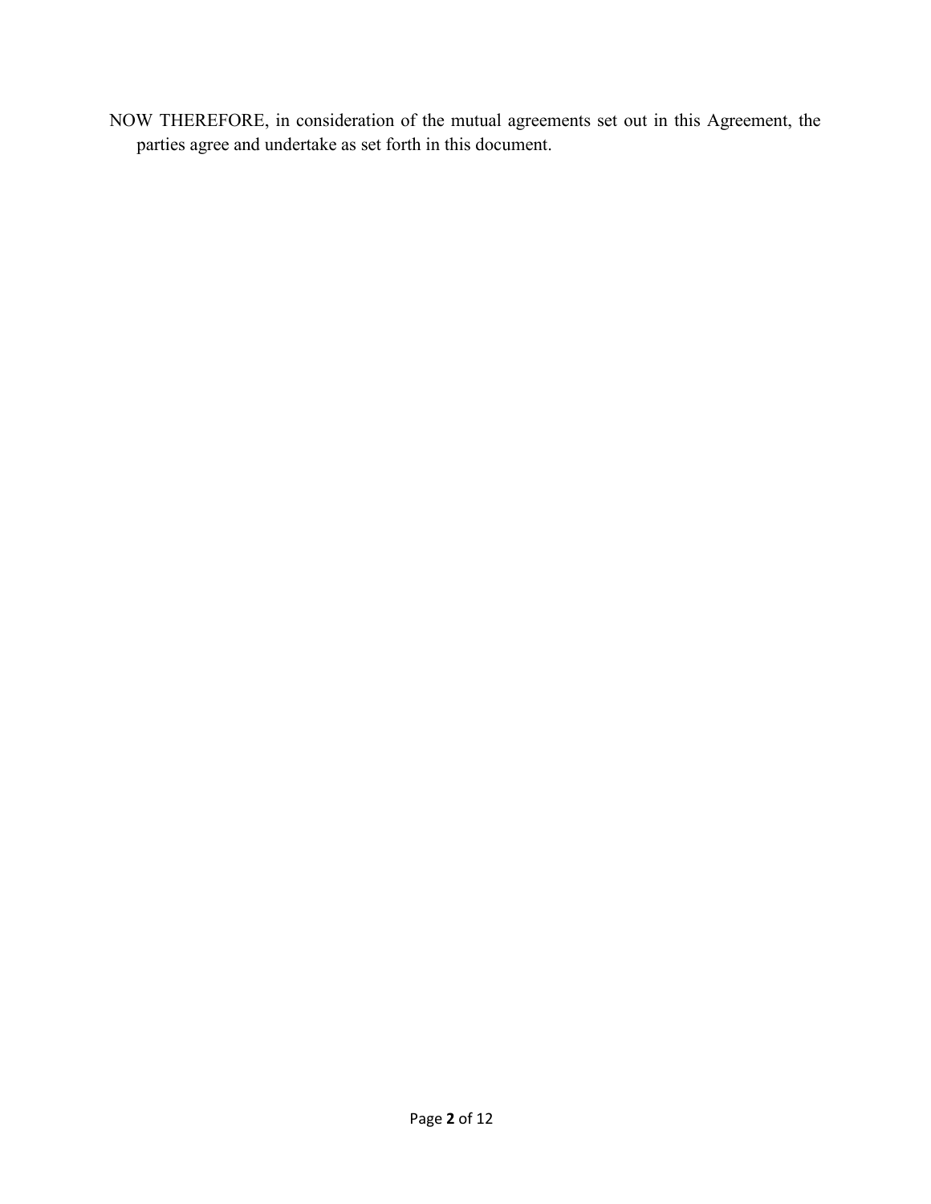NOW THEREFORE, in consideration of the mutual agreements set out in this Agreement, the parties agree and undertake as set forth in this document.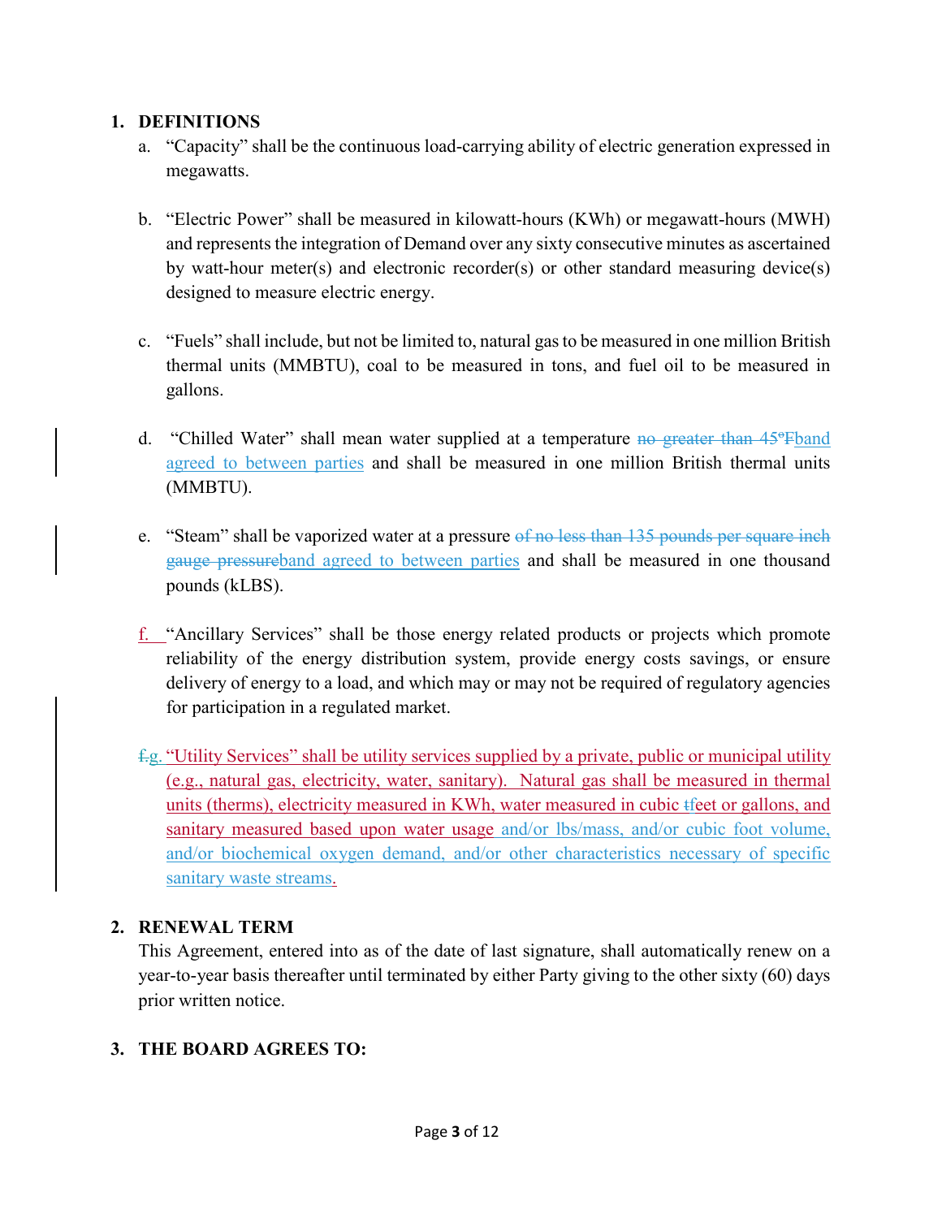## 1. DEFINITIONS

a. "Capacity" shall be the continuous load-carrying ability of electric generation expressed in megawatts.

b. "Electric Power" shall be measured in kilowatt-hours (KWh) or megawatt-hours (MWH) and represents the integration of Demand over any sixty consecutive minutes as ascertained by watt-hour meter(s) and electronic recorder(s) or other standard measuring device(s) designed to measure electric energy.

c. "Fuels" shall include, but not be limited to, natural gas to be measured in one million British thermal units (MMBTU), coal to be measured in tons, and fuel oil to be measured in gallons.

d. "Chilled Water" shall mean water supplied at a temperature ~~no greater than 45°F~~band agreed to between parties and shall be measured in one million British thermal units (MMBTU).

e. "Steam" shall be vaporized water at a pressure ~~of no less than 135 pounds per square inch gauge pressure~~band agreed to between parties and shall be measured in one thousand pounds (kLBS).

f. "Ancillary Services" shall be those energy related products or projects which promote reliability of the energy distribution system, provide energy costs savings, or ensure delivery of energy to a load, and which may or may not be required of regulatory agencies for participation in a regulated market.

~~f.~~g. "Utility Services" shall be utility services supplied by a private, public or municipal utility (e.g., natural gas, electricity, water, sanitary). Natural gas shall be measured in thermal units (therms), electricity measured in KWh, water measured in cubic ~~t~~feet or gallons, and sanitary measured based upon water usage and/or lbs/mass, and/or cubic foot volume, and/or biochemical oxygen demand, and/or other characteristics necessary of specific sanitary waste streams.

## 2. RENEWAL TERM

This Agreement, entered into as of the date of last signature, shall automatically renew on a year-to-year basis thereafter until terminated by either Party giving to the other sixty (60) days prior written notice.

## 3. THE BOARD AGREES TO: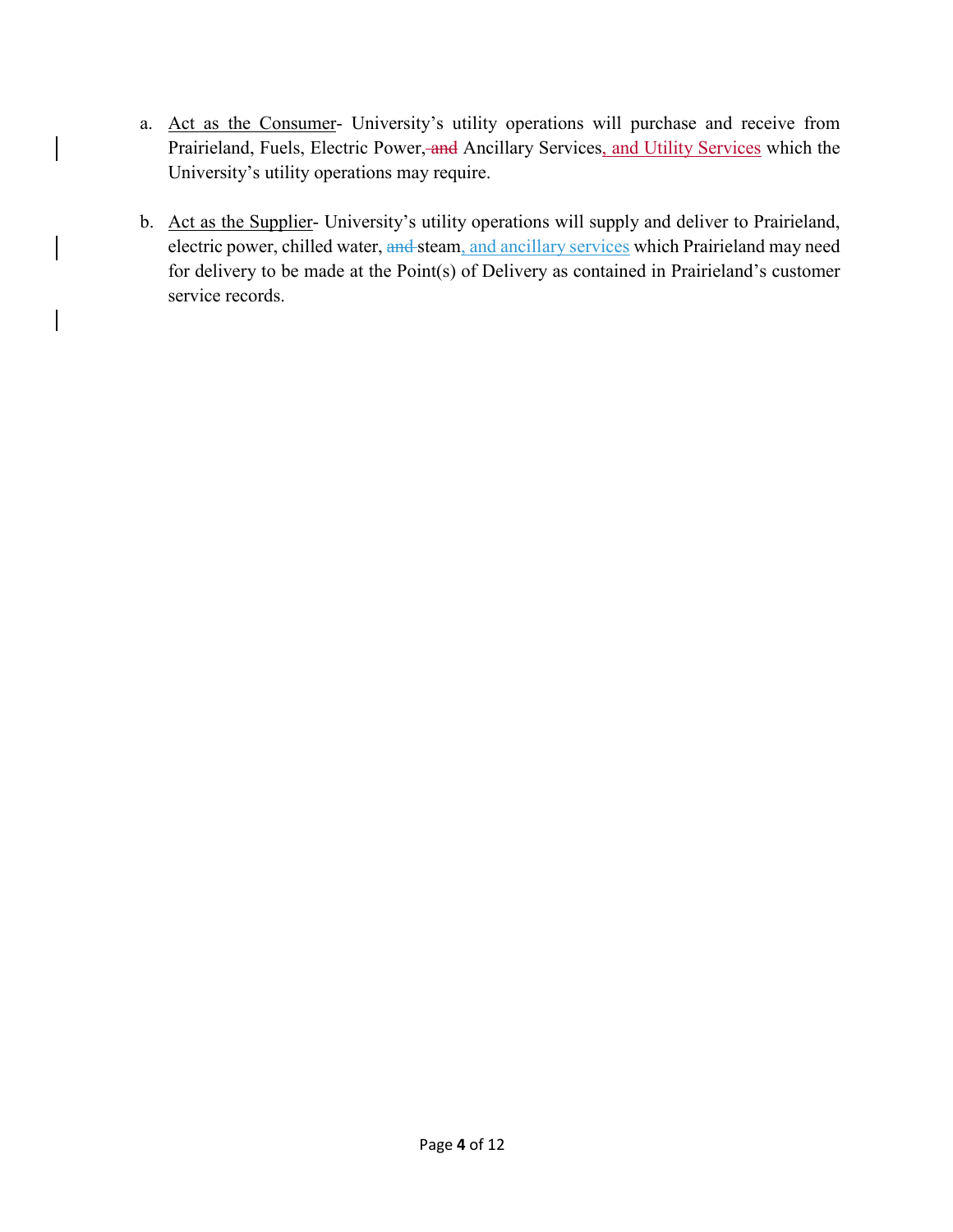a. Act as the Consumer- University's utility operations will purchase and receive from Prairieland, Fuels, Electric Power,~~ and~~ Ancillary Services, and Utility Services which the University's utility operations may require.

b. Act as the Supplier- University's utility operations will supply and deliver to Prairieland, electric power, chilled water, ~~and~~ steam, and ancillary services which Prairieland may need for delivery to be made at the Point(s) of Delivery as contained in Prairieland's customer service records.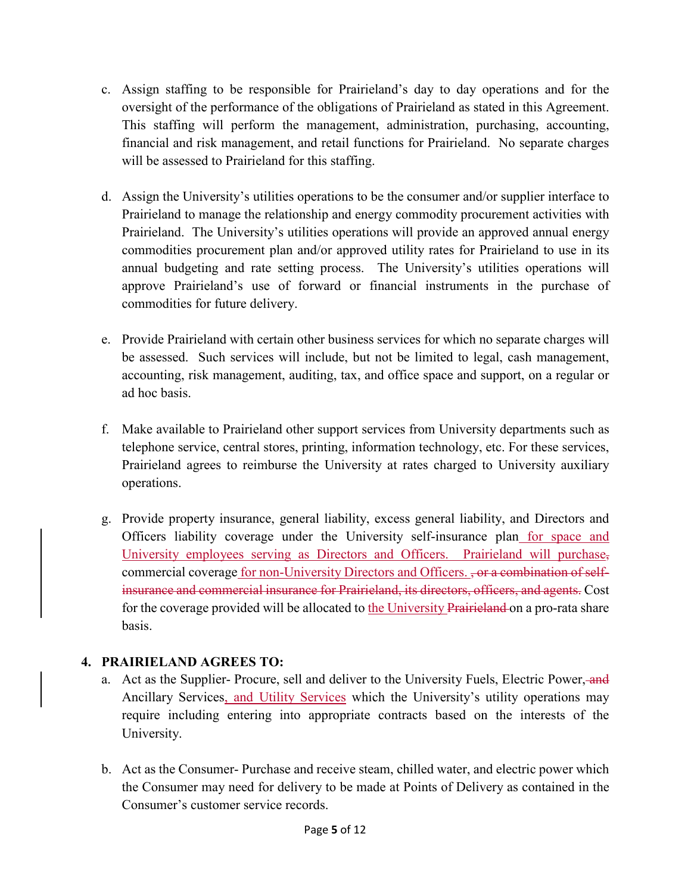c. Assign staffing to be responsible for Prairieland's day to day operations and for the oversight of the performance of the obligations of Prairieland as stated in this Agreement. This staffing will perform the management, administration, purchasing, accounting, financial and risk management, and retail functions for Prairieland. No separate charges will be assessed to Prairieland for this staffing.

d. Assign the University's utilities operations to be the consumer and/or supplier interface to Prairieland to manage the relationship and energy commodity procurement activities with Prairieland. The University's utilities operations will provide an approved annual energy commodities procurement plan and/or approved utility rates for Prairieland to use in its annual budgeting and rate setting process. The University's utilities operations will approve Prairieland's use of forward or financial instruments in the purchase of commodities for future delivery.

e. Provide Prairieland with certain other business services for which no separate charges will be assessed. Such services will include, but not be limited to legal, cash management, accounting, risk management, auditing, tax, and office space and support, on a regular or ad hoc basis.

f. Make available to Prairieland other support services from University departments such as telephone service, central stores, printing, information technology, etc. For these services, Prairieland agrees to reimburse the University at rates charged to University auxiliary operations.

g. Provide property insurance, general liability, excess general liability, and Directors and Officers liability coverage under the University self-insurance plan for space and University employees serving as Directors and Officers. Prairieland will purchase~~,~~ commercial coverage for non-University Directors and Officers. ~~, or a combination of self-insurance and commercial insurance for Prairieland, its directors, officers, and agents.~~ Cost for the coverage provided will be allocated to the University ~~Prairieland~~ on a pro-rata share basis.

## 4. PRAIRIELAND AGREES TO:

a. Act as the Supplier- Procure, sell and deliver to the University Fuels, Electric Power, ~~and~~ Ancillary Services, and Utility Services which the University's utility operations may require including entering into appropriate contracts based on the interests of the University.

b. Act as the Consumer- Purchase and receive steam, chilled water, and electric power which the Consumer may need for delivery to be made at Points of Delivery as contained in the Consumer's customer service records.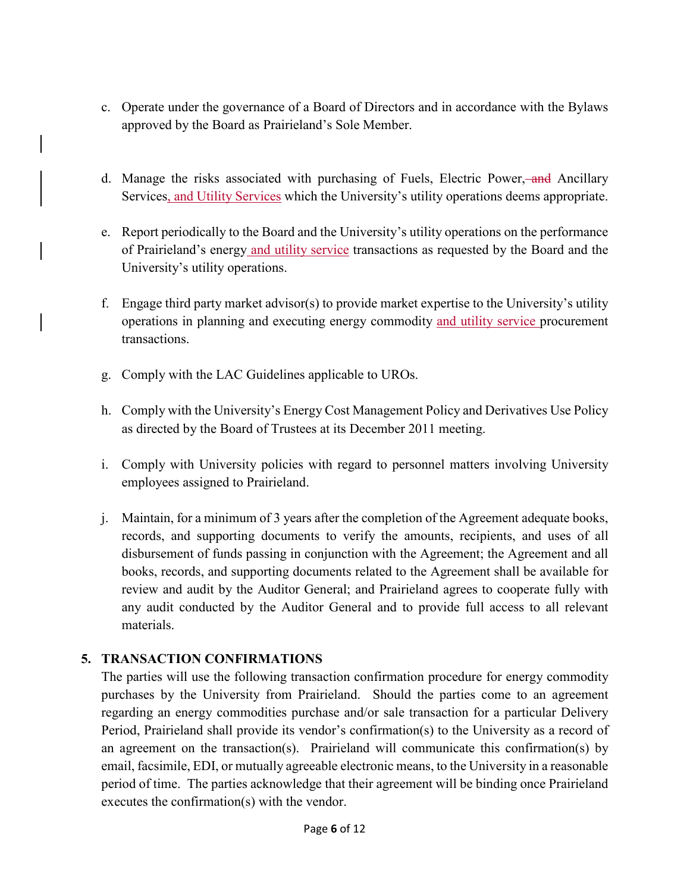c. Operate under the governance of a Board of Directors and in accordance with the Bylaws approved by the Board as Prairieland's Sole Member.

d. Manage the risks associated with purchasing of Fuels, Electric Power, ~~and~~ Ancillary Services, and Utility Services which the University's utility operations deems appropriate.

e. Report periodically to the Board and the University's utility operations on the performance of Prairieland's energy and utility service transactions as requested by the Board and the University's utility operations.

f. Engage third party market advisor(s) to provide market expertise to the University's utility operations in planning and executing energy commodity and utility service procurement transactions.

g. Comply with the LAC Guidelines applicable to UROs.

h. Comply with the University's Energy Cost Management Policy and Derivatives Use Policy as directed by the Board of Trustees at its December 2011 meeting.

i. Comply with University policies with regard to personnel matters involving University employees assigned to Prairieland.

j. Maintain, for a minimum of 3 years after the completion of the Agreement adequate books, records, and supporting documents to verify the amounts, recipients, and uses of all disbursement of funds passing in conjunction with the Agreement; the Agreement and all books, records, and supporting documents related to the Agreement shall be available for review and audit by the Auditor General; and Prairieland agrees to cooperate fully with any audit conducted by the Auditor General and to provide full access to all relevant materials.

## 5. TRANSACTION CONFIRMATIONS

The parties will use the following transaction confirmation procedure for energy commodity purchases by the University from Prairieland. Should the parties come to an agreement regarding an energy commodities purchase and/or sale transaction for a particular Delivery Period, Prairieland shall provide its vendor's confirmation(s) to the University as a record of an agreement on the transaction(s). Prairieland will communicate this confirmation(s) by email, facsimile, EDI, or mutually agreeable electronic means, to the University in a reasonable period of time. The parties acknowledge that their agreement will be binding once Prairieland executes the confirmation(s) with the vendor.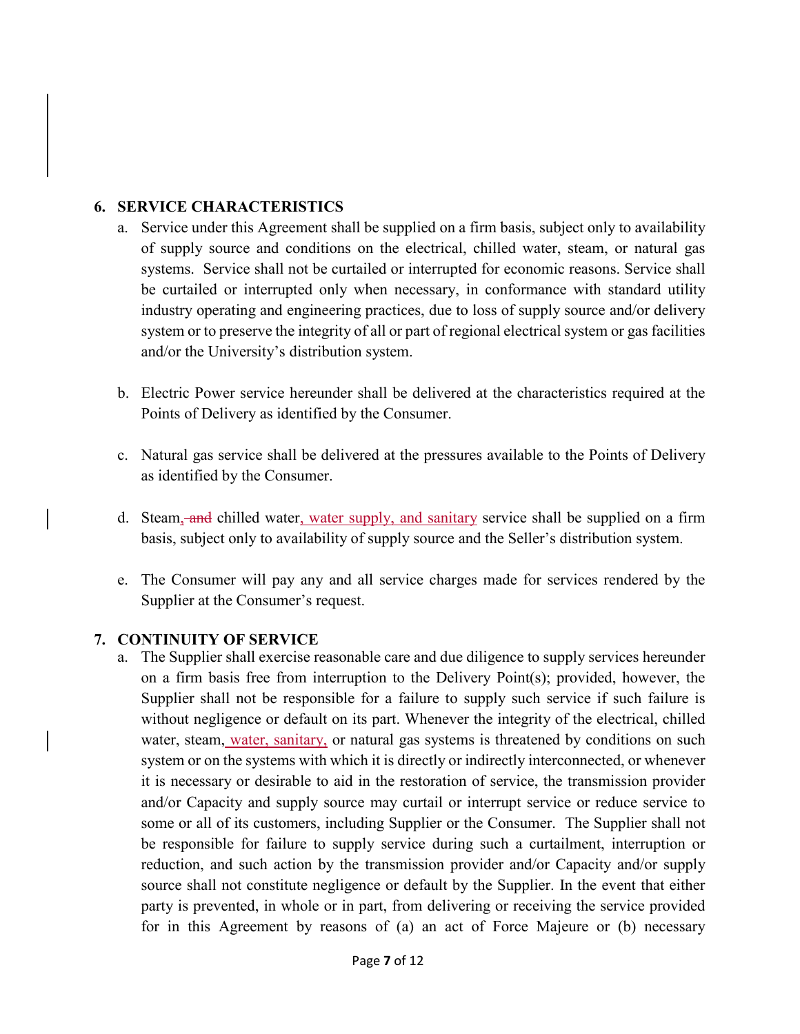## 6. SERVICE CHARACTERISTICS

a. Service under this Agreement shall be supplied on a firm basis, subject only to availability of supply source and conditions on the electrical, chilled water, steam, or natural gas systems. Service shall not be curtailed or interrupted for economic reasons. Service shall be curtailed or interrupted only when necessary, in conformance with standard utility industry operating and engineering practices, due to loss of supply source and/or delivery system or to preserve the integrity of all or part of regional electrical system or gas facilities and/or the University's distribution system.

b. Electric Power service hereunder shall be delivered at the characteristics required at the Points of Delivery as identified by the Consumer.

c. Natural gas service shall be delivered at the pressures available to the Points of Delivery as identified by the Consumer.

d. Steam, ~~and~~ chilled water, water supply, and sanitary service shall be supplied on a firm basis, subject only to availability of supply source and the Seller's distribution system.

e. The Consumer will pay any and all service charges made for services rendered by the Supplier at the Consumer's request.

## 7. CONTINUITY OF SERVICE

a. The Supplier shall exercise reasonable care and due diligence to supply services hereunder on a firm basis free from interruption to the Delivery Point(s); provided, however, the Supplier shall not be responsible for a failure to supply such service if such failure is without negligence or default on its part. Whenever the integrity of the electrical, chilled water, steam, water, sanitary, or natural gas systems is threatened by conditions on such system or on the systems with which it is directly or indirectly interconnected, or whenever it is necessary or desirable to aid in the restoration of service, the transmission provider and/or Capacity and supply source may curtail or interrupt service or reduce service to some or all of its customers, including Supplier or the Consumer. The Supplier shall not be responsible for failure to supply service during such a curtailment, interruption or reduction, and such action by the transmission provider and/or Capacity and/or supply source shall not constitute negligence or default by the Supplier. In the event that either party is prevented, in whole or in part, from delivering or receiving the service provided for in this Agreement by reasons of (a) an act of Force Majeure or (b) necessary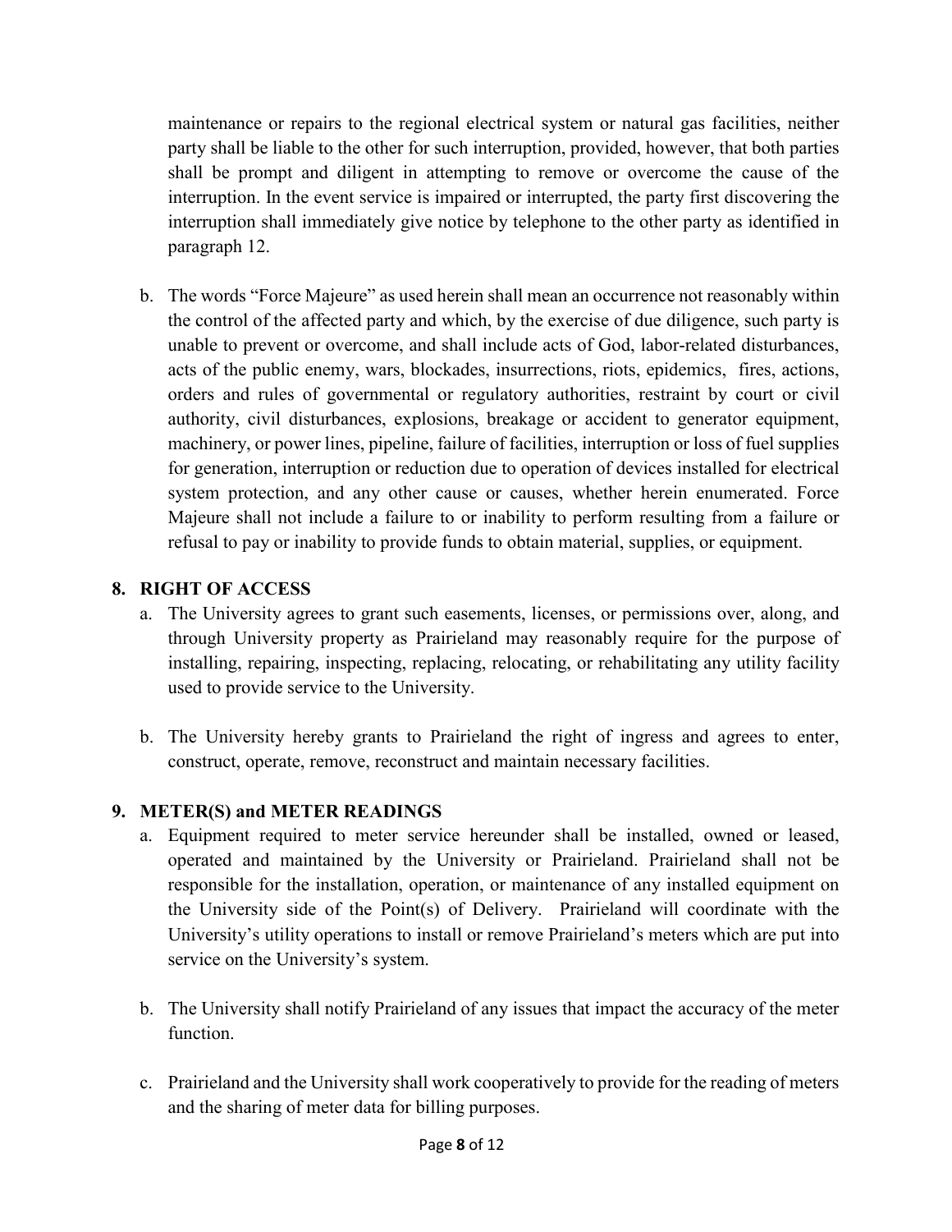maintenance or repairs to the regional electrical system or natural gas facilities, neither party shall be liable to the other for such interruption, provided, however, that both parties shall be prompt and diligent in attempting to remove or overcome the cause of the interruption. In the event service is impaired or interrupted, the party first discovering the interruption shall immediately give notice by telephone to the other party as identified in paragraph 12.

b. The words "Force Majeure" as used herein shall mean an occurrence not reasonably within the control of the affected party and which, by the exercise of due diligence, such party is unable to prevent or overcome, and shall include acts of God, labor-related disturbances, acts of the public enemy, wars, blockades, insurrections, riots, epidemics, fires, actions, orders and rules of governmental or regulatory authorities, restraint by court or civil authority, civil disturbances, explosions, breakage or accident to generator equipment, machinery, or power lines, pipeline, failure of facilities, interruption or loss of fuel supplies for generation, interruption or reduction due to operation of devices installed for electrical system protection, and any other cause or causes, whether herein enumerated. Force Majeure shall not include a failure to or inability to perform resulting from a failure or refusal to pay or inability to provide funds to obtain material, supplies, or equipment.

## 8. RIGHT OF ACCESS

a. The University agrees to grant such easements, licenses, or permissions over, along, and through University property as Prairieland may reasonably require for the purpose of installing, repairing, inspecting, replacing, relocating, or rehabilitating any utility facility used to provide service to the University.

b. The University hereby grants to Prairieland the right of ingress and agrees to enter, construct, operate, remove, reconstruct and maintain necessary facilities.

## 9. METER(S) and METER READINGS

a. Equipment required to meter service hereunder shall be installed, owned or leased, operated and maintained by the University or Prairieland. Prairieland shall not be responsible for the installation, operation, or maintenance of any installed equipment on the University side of the Point(s) of Delivery. Prairieland will coordinate with the University's utility operations to install or remove Prairieland's meters which are put into service on the University's system.

b. The University shall notify Prairieland of any issues that impact the accuracy of the meter function.

c. Prairieland and the University shall work cooperatively to provide for the reading of meters and the sharing of meter data for billing purposes.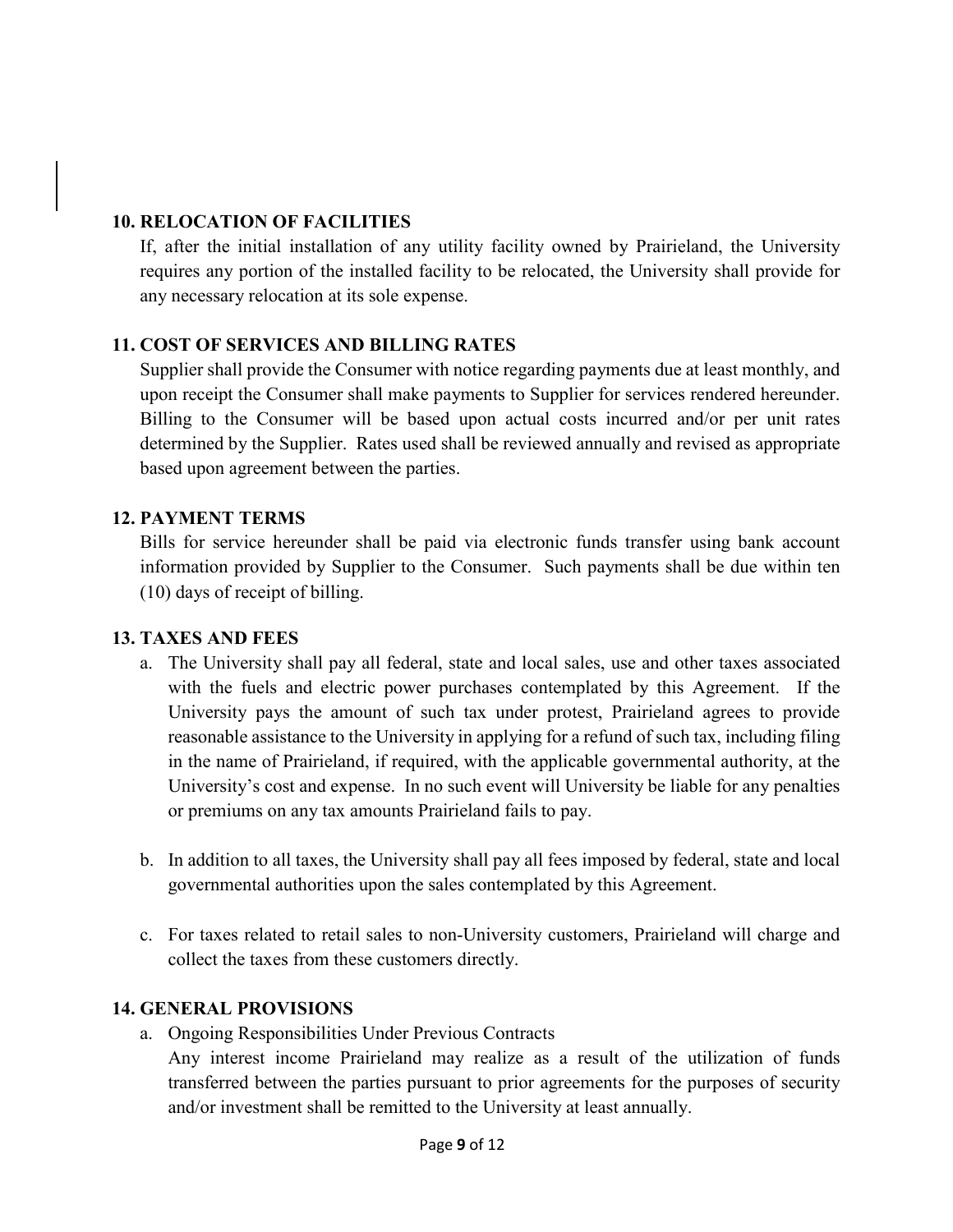## 10. RELOCATION OF FACILITIES

If, after the initial installation of any utility facility owned by Prairieland, the University requires any portion of the installed facility to be relocated, the University shall provide for any necessary relocation at its sole expense.

## 11. COST OF SERVICES AND BILLING RATES

Supplier shall provide the Consumer with notice regarding payments due at least monthly, and upon receipt the Consumer shall make payments to Supplier for services rendered hereunder. Billing to the Consumer will be based upon actual costs incurred and/or per unit rates determined by the Supplier. Rates used shall be reviewed annually and revised as appropriate based upon agreement between the parties.

## 12. PAYMENT TERMS

Bills for service hereunder shall be paid via electronic funds transfer using bank account information provided by Supplier to the Consumer. Such payments shall be due within ten (10) days of receipt of billing.

## 13. TAXES AND FEES

a. The University shall pay all federal, state and local sales, use and other taxes associated with the fuels and electric power purchases contemplated by this Agreement. If the University pays the amount of such tax under protest, Prairieland agrees to provide reasonable assistance to the University in applying for a refund of such tax, including filing in the name of Prairieland, if required, with the applicable governmental authority, at the University's cost and expense. In no such event will University be liable for any penalties or premiums on any tax amounts Prairieland fails to pay.

b. In addition to all taxes, the University shall pay all fees imposed by federal, state and local governmental authorities upon the sales contemplated by this Agreement.

c. For taxes related to retail sales to non-University customers, Prairieland will charge and collect the taxes from these customers directly.

## 14. GENERAL PROVISIONS

a. Ongoing Responsibilities Under Previous Contracts

Any interest income Prairieland may realize as a result of the utilization of funds transferred between the parties pursuant to prior agreements for the purposes of security and/or investment shall be remitted to the University at least annually.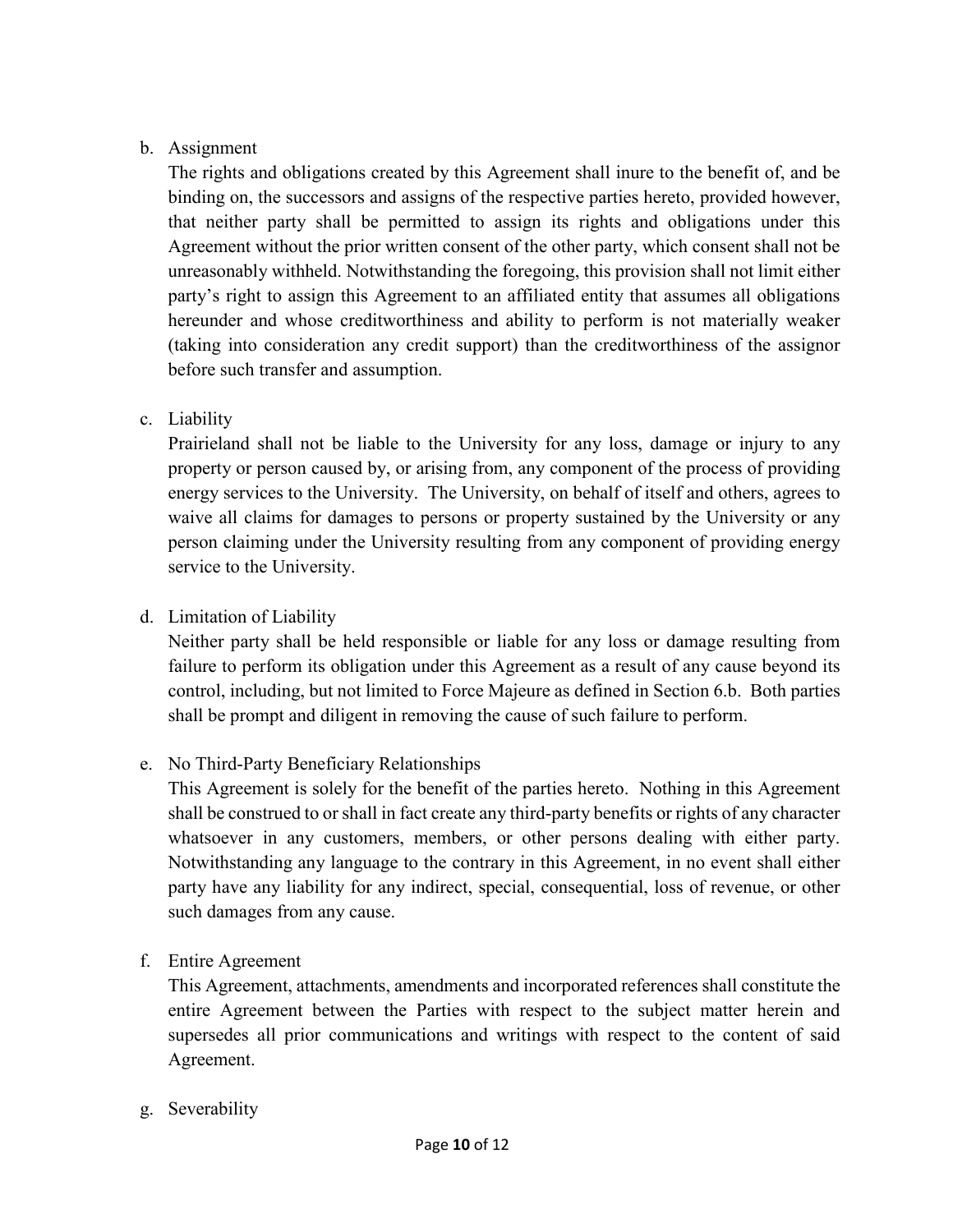b. Assignment

The rights and obligations created by this Agreement shall inure to the benefit of, and be binding on, the successors and assigns of the respective parties hereto, provided however, that neither party shall be permitted to assign its rights and obligations under this Agreement without the prior written consent of the other party, which consent shall not be unreasonably withheld. Notwithstanding the foregoing, this provision shall not limit either party's right to assign this Agreement to an affiliated entity that assumes all obligations hereunder and whose creditworthiness and ability to perform is not materially weaker (taking into consideration any credit support) than the creditworthiness of the assignor before such transfer and assumption.

c. Liability

Prairieland shall not be liable to the University for any loss, damage or injury to any property or person caused by, or arising from, any component of the process of providing energy services to the University. The University, on behalf of itself and others, agrees to waive all claims for damages to persons or property sustained by the University or any person claiming under the University resulting from any component of providing energy service to the University.

d. Limitation of Liability

Neither party shall be held responsible or liable for any loss or damage resulting from failure to perform its obligation under this Agreement as a result of any cause beyond its control, including, but not limited to Force Majeure as defined in Section 6.b. Both parties shall be prompt and diligent in removing the cause of such failure to perform.

e. No Third-Party Beneficiary Relationships

This Agreement is solely for the benefit of the parties hereto. Nothing in this Agreement shall be construed to or shall in fact create any third-party benefits or rights of any character whatsoever in any customers, members, or other persons dealing with either party. Notwithstanding any language to the contrary in this Agreement, in no event shall either party have any liability for any indirect, special, consequential, loss of revenue, or other such damages from any cause.

f. Entire Agreement

This Agreement, attachments, amendments and incorporated references shall constitute the entire Agreement between the Parties with respect to the subject matter herein and supersedes all prior communications and writings with respect to the content of said Agreement.

g. Severability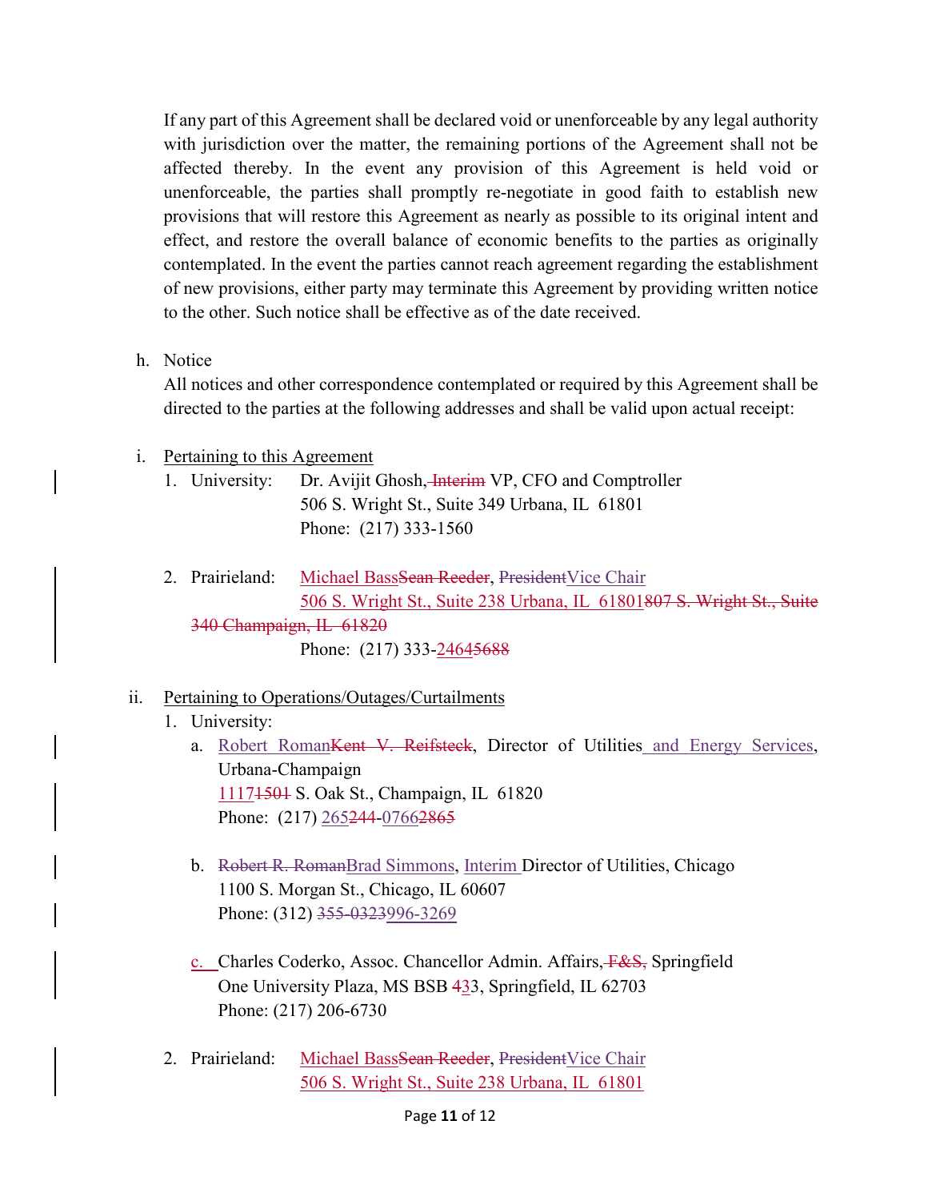If any part of this Agreement shall be declared void or unenforceable by any legal authority with jurisdiction over the matter, the remaining portions of the Agreement shall not be affected thereby. In the event any provision of this Agreement is held void or unenforceable, the parties shall promptly re-negotiate in good faith to establish new provisions that will restore this Agreement as nearly as possible to its original intent and effect, and restore the overall balance of economic benefits to the parties as originally contemplated. In the event the parties cannot reach agreement regarding the establishment of new provisions, either party may terminate this Agreement by providing written notice to the other. Such notice shall be effective as of the date received.

h. Notice

All notices and other correspondence contemplated or required by this Agreement shall be directed to the parties at the following addresses and shall be valid upon actual receipt:

i. Pertaining to this Agreement

1. University: Dr. Avijit Ghosh,~~ Interim~~ VP, CFO and Comptroller
   506 S. Wright St., Suite 349 Urbana, IL 61801
   Phone: (217) 333-1560

2. Prairieland: Michael Bass~~Sean Reeder~~, ~~President~~Vice Chair
   506 S. Wright St., Suite 238 Urbana, IL 61801~~807 S. Wright St., Suite 340 Champaign, IL 61820~~
   Phone: (217) 333-2464~~5688~~

ii. Pertaining to Operations/Outages/Curtailments

1. University:
   a. Robert Roman~~Kent V. Reifsteck~~, Director of Utilities and Energy Services, Urbana-Champaign
      1117~~1501~~ S. Oak St., Champaign, IL 61820
      Phone: (217) 265~~244~~-0766~~2865~~

   b. ~~Robert R. Roman~~Brad Simmons, Interim Director of Utilities, Chicago
      1100 S. Morgan St., Chicago, IL 60607
      Phone: (312) ~~355-0323~~996-3269

   c. Charles Coderko, Assoc. Chancellor Admin. Affairs,~~ F&S,~~ Springfield
      One University Plaza, MS BSB 4~~3~~3, Springfield, IL 62703
      Phone: (217) 206-6730

2. Prairieland: Michael Bass~~Sean Reeder~~, ~~President~~Vice Chair
   506 S. Wright St., Suite 238 Urbana, IL 61801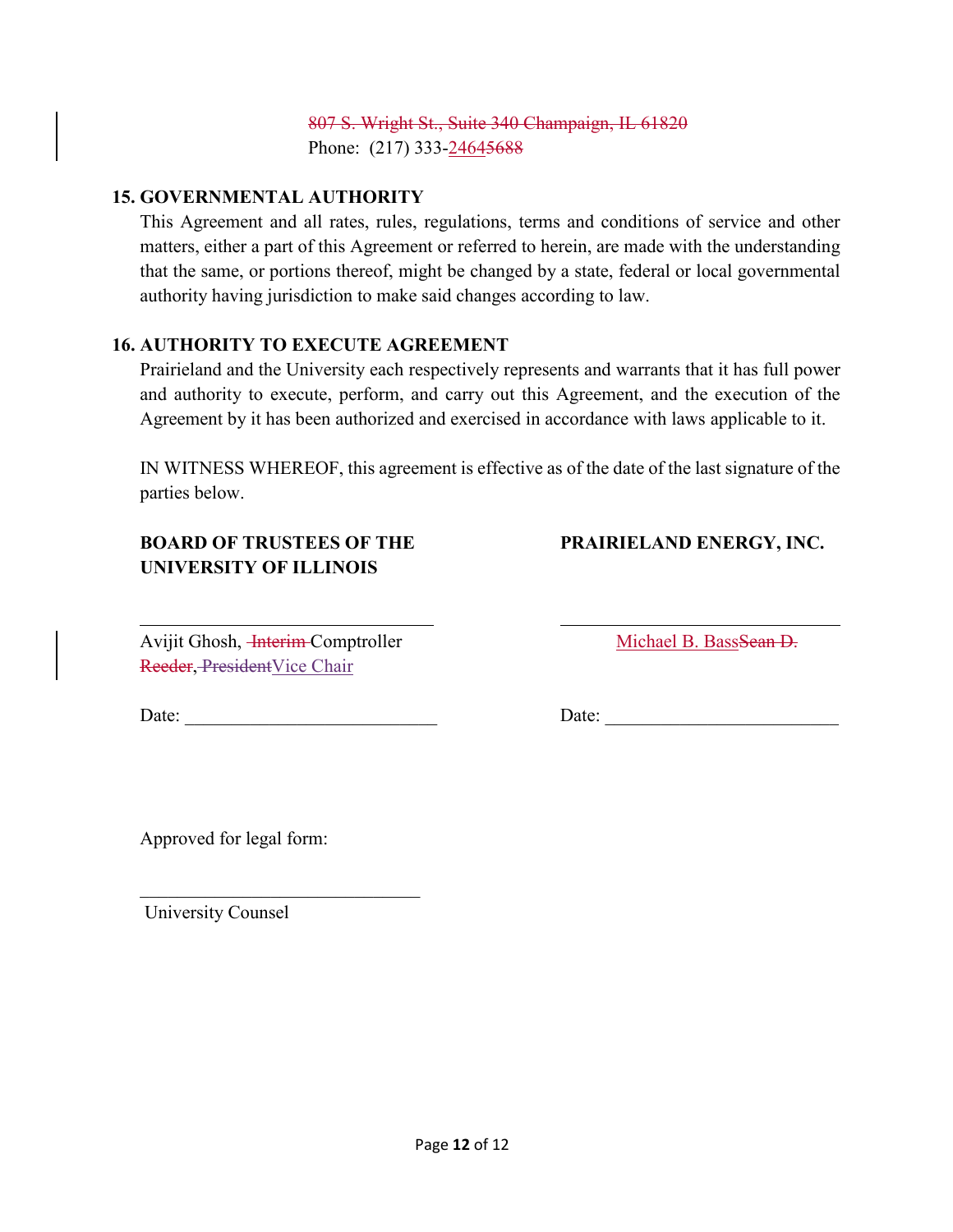807 S. Wright St., Suite 340 Champaign, IL 61820
Phone: (217) 333-24645688

**15. GOVERNMENTAL AUTHORITY**

This Agreement and all rates, rules, regulations, terms and conditions of service and other matters, either a part of this Agreement or referred to herein, are made with the understanding that the same, or portions thereof, might be changed by a state, federal or local governmental authority having jurisdiction to make said changes according to law.

**16. AUTHORITY TO EXECUTE AGREEMENT**

Prairieland and the University each respectively represents and warrants that it has full power and authority to execute, perform, and carry out this Agreement, and the execution of the Agreement by it has been authorized and exercised in accordance with laws applicable to it.

IN WITNESS WHEREOF, this agreement is effective as of the date of the last signature of the parties below.

**BOARD OF TRUSTEES OF THE UNIVERSITY OF ILLINOIS**

_______________________________

Avijit Ghosh, Interim Comptroller

Date: ___________________________

**PRAIRIELAND ENERGY, INC.**

_______________________________

Michael B. BassSean D. Reeder, PresidentVice Chair

Date: ___________________________

Approved for legal form:

_______________________________

University Counsel